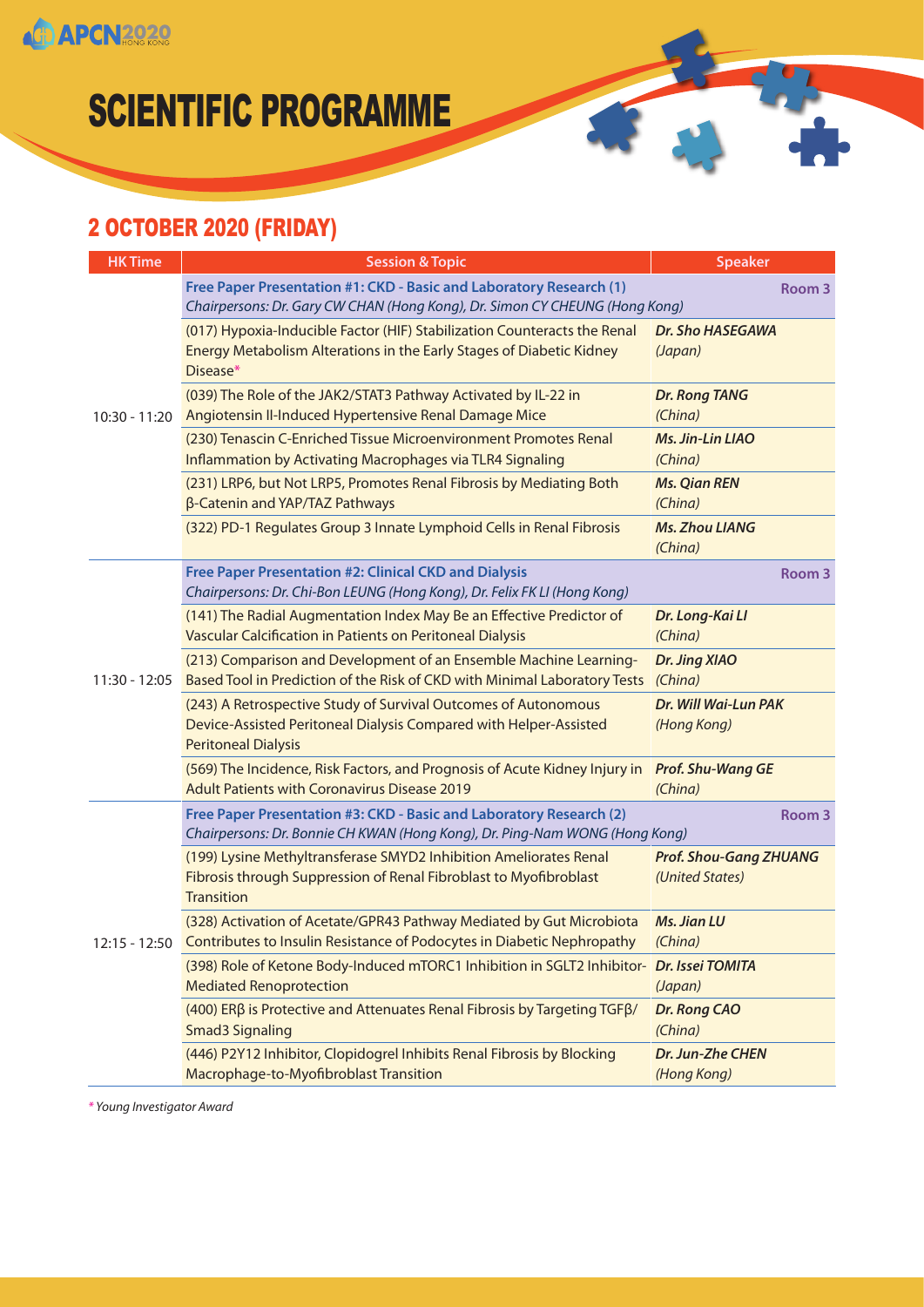# SCIENTIFIC PROGRAMME

## 2 OCTOBER 2020 (FRIDAY)

| HK Time | Session & Topic | Speaker |
|---|---|---|
| 10:30 - 11:20 | **Free Paper Presentation #1: CKD - Basic and Laboratory Research (1)**<br>*Chairpersons: Dr. Gary CW CHAN (Hong Kong), Dr. Simon CY CHEUNG (Hong Kong)* | **Room 3** |
| | (017) Hypoxia-Inducible Factor (HIF) Stabilization Counteracts the Renal Energy Metabolism Alterations in the Early Stages of Diabetic Kidney Disease* | ***Dr. Sho HASEGAWA*** *(Japan)* |
| | (039) The Role of the JAK2/STAT3 Pathway Activated by IL-22 in Angiotensin II-Induced Hypertensive Renal Damage Mice | ***Dr. Rong TANG*** *(China)* |
| | (230) Tenascin C-Enriched Tissue Microenvironment Promotes Renal Inflammation by Activating Macrophages via TLR4 Signaling | ***Ms. Jin-Lin LIAO*** *(China)* |
| | (231) LRP6, but Not LRP5, Promotes Renal Fibrosis by Mediating Both β-Catenin and YAP/TAZ Pathways | ***Ms. Qian REN*** *(China)* |
| | (322) PD-1 Regulates Group 3 Innate Lymphoid Cells in Renal Fibrosis | ***Ms. Zhou LIANG*** *(China)* |
| 11:30 - 12:05 | **Free Paper Presentation #2: Clinical CKD and Dialysis**<br>*Chairpersons: Dr. Chi-Bon LEUNG (Hong Kong), Dr. Felix FK LI (Hong Kong)* | **Room 3** |
| | (141) The Radial Augmentation Index May Be an Effective Predictor of Vascular Calcification in Patients on Peritoneal Dialysis | ***Dr. Long-Kai LI*** *(China)* |
| | (213) Comparison and Development of an Ensemble Machine Learning-Based Tool in Prediction of the Risk of CKD with Minimal Laboratory Tests | ***Dr. Jing XIAO*** *(China)* |
| | (243) A Retrospective Study of Survival Outcomes of Autonomous Device-Assisted Peritoneal Dialysis Compared with Helper-Assisted Peritoneal Dialysis | ***Dr. Will Wai-Lun PAK*** *(Hong Kong)* |
| | (569) The Incidence, Risk Factors, and Prognosis of Acute Kidney Injury in Adult Patients with Coronavirus Disease 2019 | ***Prof. Shu-Wang GE*** *(China)* |
| 12:15 - 12:50 | **Free Paper Presentation #3: CKD - Basic and Laboratory Research (2)**<br>*Chairpersons: Dr. Bonnie CH KWAN (Hong Kong), Dr. Ping-Nam WONG (Hong Kong)* | **Room 3** |
| | (199) Lysine Methyltransferase SMYD2 Inhibition Ameliorates Renal Fibrosis through Suppression of Renal Fibroblast to Myofibroblast Transition | ***Prof. Shou-Gang ZHUANG*** *(United States)* |
| | (328) Activation of Acetate/GPR43 Pathway Mediated by Gut Microbiota Contributes to Insulin Resistance of Podocytes in Diabetic Nephropathy | ***Ms. Jian LU*** *(China)* |
| | (398) Role of Ketone Body-Induced mTORC1 Inhibition in SGLT2 Inhibitor-Mediated Renoprotection | ***Dr. Issei TOMITA*** *(Japan)* |
| | (400) ERβ is Protective and Attenuates Renal Fibrosis by Targeting TGFβ/Smad3 Signaling | ***Dr. Rong CAO*** *(China)* |
| | (446) P2Y12 Inhibitor, Clopidogrel Inhibits Renal Fibrosis by Blocking Macrophage-to-Myofibroblast Transition | ***Dr. Jun-Zhe CHEN*** *(Hong Kong)* |

*\* Young Investigator Award*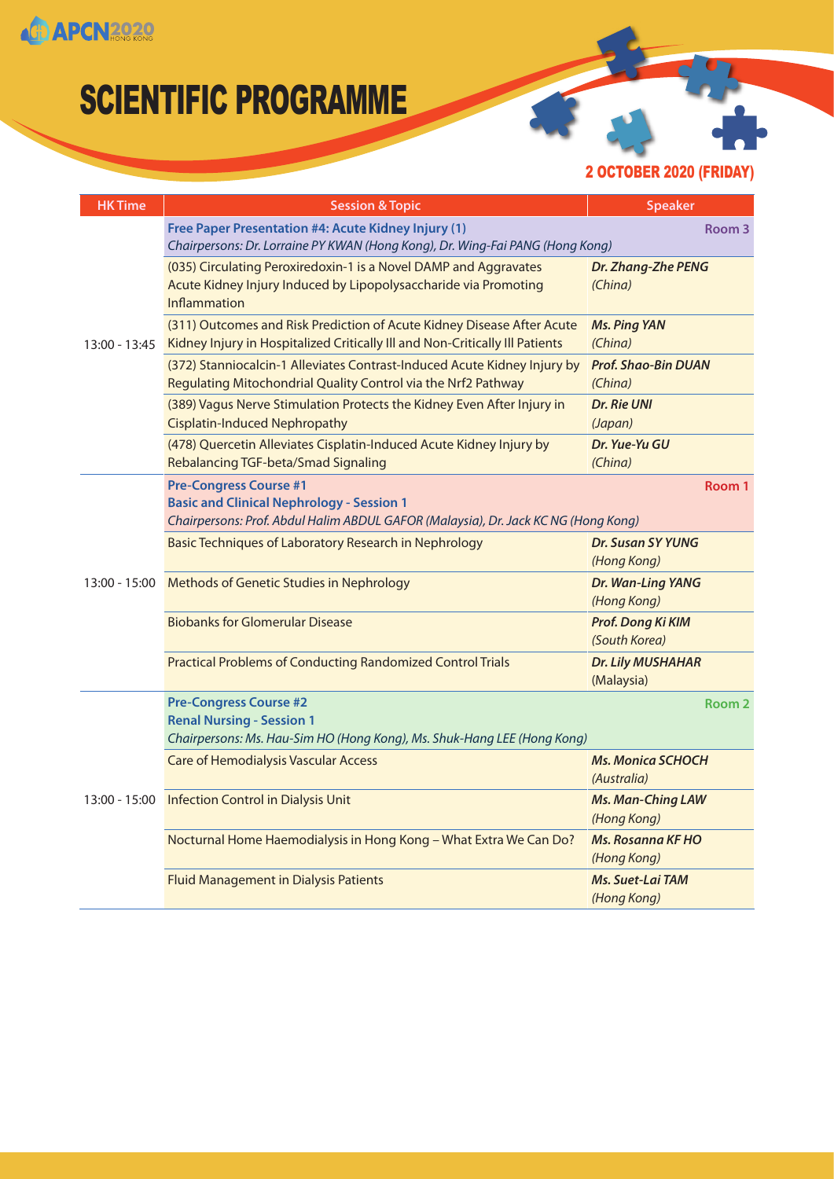# SCIENTIFIC PROGRAMME

## 2 OCTOBER 2020 (FRIDAY)

| HK Time | Session & Topic | Speaker |
|---|---|---|
| 13:00 - 13:45 | **Free Paper Presentation #4: Acute Kidney Injury (1)** *Chairpersons: Dr. Lorraine PY KWAN (Hong Kong), Dr. Wing-Fai PANG (Hong Kong)* | **Room 3** |
| | (035) Circulating Peroxiredoxin-1 is a Novel DAMP and Aggravates Acute Kidney Injury Induced by Lipopolysaccharide via Promoting Inflammation | ***Dr. Zhang-Zhe PENG*** *(China)* |
| | (311) Outcomes and Risk Prediction of Acute Kidney Disease After Acute Kidney Injury in Hospitalized Critically Ill and Non-Critically Ill Patients | ***Ms. Ping YAN*** *(China)* |
| | (372) Stanniocalcin-1 Alleviates Contrast-Induced Acute Kidney Injury by Regulating Mitochondrial Quality Control via the Nrf2 Pathway | ***Prof. Shao-Bin DUAN*** *(China)* |
| | (389) Vagus Nerve Stimulation Protects the Kidney Even After Injury in Cisplatin-Induced Nephropathy | ***Dr. Rie UNI*** *(Japan)* |
| | (478) Quercetin Alleviates Cisplatin-Induced Acute Kidney Injury by Rebalancing TGF-beta/Smad Signaling | ***Dr. Yue-Yu GU*** *(China)* |
| 13:00 - 15:00 | **Pre-Congress Course #1** **Basic and Clinical Nephrology - Session 1** *Chairpersons: Prof. Abdul Halim ABDUL GAFOR (Malaysia), Dr. Jack KC NG (Hong Kong)* | **Room 1** |
| | Basic Techniques of Laboratory Research in Nephrology | ***Dr. Susan SY YUNG*** *(Hong Kong)* |
| | Methods of Genetic Studies in Nephrology | ***Dr. Wan-Ling YANG*** *(Hong Kong)* |
| | Biobanks for Glomerular Disease | ***Prof. Dong Ki KIM*** *(South Korea)* |
| | Practical Problems of Conducting Randomized Control Trials | ***Dr. Lily MUSHAHAR*** (Malaysia) |
| 13:00 - 15:00 | **Pre-Congress Course #2** **Renal Nursing - Session 1** *Chairpersons: Ms. Hau-Sim HO (Hong Kong), Ms. Shuk-Hang LEE (Hong Kong)* | **Room 2** |
| | Care of Hemodialysis Vascular Access | ***Ms. Monica SCHOCH*** *(Australia)* |
| | Infection Control in Dialysis Unit | ***Ms. Man-Ching LAW*** *(Hong Kong)* |
| | Nocturnal Home Haemodialysis in Hong Kong – What Extra We Can Do? | ***Ms. Rosanna KF HO*** *(Hong Kong)* |
| | Fluid Management in Dialysis Patients | ***Ms. Suet-Lai TAM*** *(Hong Kong)* |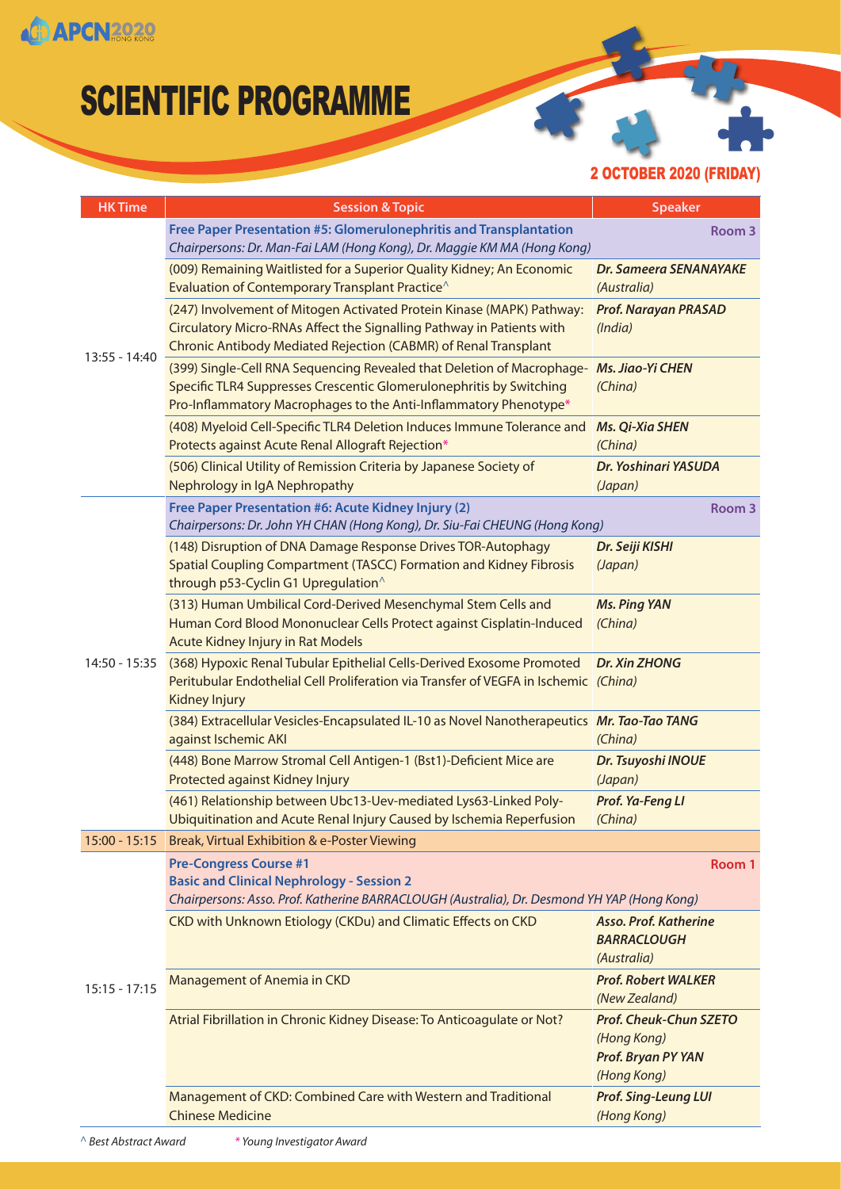# SCIENTIFIC PROGRAMME

## 2 OCTOBER 2020 (FRIDAY)

| HK Time | Session & Topic | Speaker |
|---|---|---|
| 13:55 - 14:40 | **Free Paper Presentation #5: Glomerulonephritis and Transplantation** *Chairpersons: Dr. Man-Fai LAM (Hong Kong), Dr. Maggie KM MA (Hong Kong)* | **Room 3** |
| | (009) Remaining Waitlisted for a Superior Quality Kidney; An Economic Evaluation of Contemporary Transplant Practice^ | ***Dr. Sameera SENANAYAKE*** *(Australia)* |
| | (247) Involvement of Mitogen Activated Protein Kinase (MAPK) Pathway: Circulatory Micro-RNAs Affect the Signalling Pathway in Patients with Chronic Antibody Mediated Rejection (CABMR) of Renal Transplant | ***Prof. Narayan PRASAD*** *(India)* |
| | (399) Single-Cell RNA Sequencing Revealed that Deletion of Macrophage-Specific TLR4 Suppresses Crescentic Glomerulonephritis by Switching Pro-Inflammatory Macrophages to the Anti-Inflammatory Phenotype* | ***Ms. Jiao-Yi CHEN*** *(China)* |
| | (408) Myeloid Cell-Specific TLR4 Deletion Induces Immune Tolerance and Protects against Acute Renal Allograft Rejection* | ***Ms. Qi-Xia SHEN*** *(China)* |
| | (506) Clinical Utility of Remission Criteria by Japanese Society of Nephrology in IgA Nephropathy | ***Dr. Yoshinari YASUDA*** *(Japan)* |
| 14:50 - 15:35 | **Free Paper Presentation #6: Acute Kidney Injury (2)** *Chairpersons: Dr. John YH CHAN (Hong Kong), Dr. Siu-Fai CHEUNG (Hong Kong)* | **Room 3** |
| | (148) Disruption of DNA Damage Response Drives TOR-Autophagy Spatial Coupling Compartment (TASCC) Formation and Kidney Fibrosis through p53-Cyclin G1 Upregulation^ | ***Dr. Seiji KISHI*** *(Japan)* |
| | (313) Human Umbilical Cord-Derived Mesenchymal Stem Cells and Human Cord Blood Mononuclear Cells Protect against Cisplatin-Induced Acute Kidney Injury in Rat Models | ***Ms. Ping YAN*** *(China)* |
| | (368) Hypoxic Renal Tubular Epithelial Cells-Derived Exosome Promoted Peritubular Endothelial Cell Proliferation via Transfer of VEGFA in Ischemic Kidney Injury | ***Dr. Xin ZHONG*** *(China)* |
| | (384) Extracellular Vesicles-Encapsulated IL-10 as Novel Nanotherapeutics against Ischemic AKI | ***Mr. Tao-Tao TANG*** *(China)* |
| | (448) Bone Marrow Stromal Cell Antigen-1 (Bst1)-Deficient Mice are Protected against Kidney Injury | ***Dr. Tsuyoshi INOUE*** *(Japan)* |
| | (461) Relationship between Ubc13-Uev-mediated Lys63-Linked Poly-Ubiquitination and Acute Renal Injury Caused by Ischemia Reperfusion | ***Prof. Ya-Feng LI*** *(China)* |
| 15:00 - 15:15 | Break, Virtual Exhibition & e-Poster Viewing | |
| 15:15 - 17:15 | **Pre-Congress Course #1** **Basic and Clinical Nephrology - Session 2** *Chairpersons: Asso. Prof. Katherine BARRACLOUGH (Australia), Dr. Desmond YH YAP (Hong Kong)* | **Room 1** |
| | CKD with Unknown Etiology (CKDu) and Climatic Effects on CKD | ***Asso. Prof. Katherine BARRACLOUGH*** *(Australia)* |
| | Management of Anemia in CKD | ***Prof. Robert WALKER*** *(New Zealand)* |
| | Atrial Fibrillation in Chronic Kidney Disease: To Anticoagulate or Not? | ***Prof. Cheuk-Chun SZETO*** *(Hong Kong)* ***Prof. Bryan PY YAN*** *(Hong Kong)* |
| | Management of CKD: Combined Care with Western and Traditional Chinese Medicine | ***Prof. Sing-Leung LUI*** *(Hong Kong)* |

*^ Best Abstract Award*　　*\* Young Investigator Award*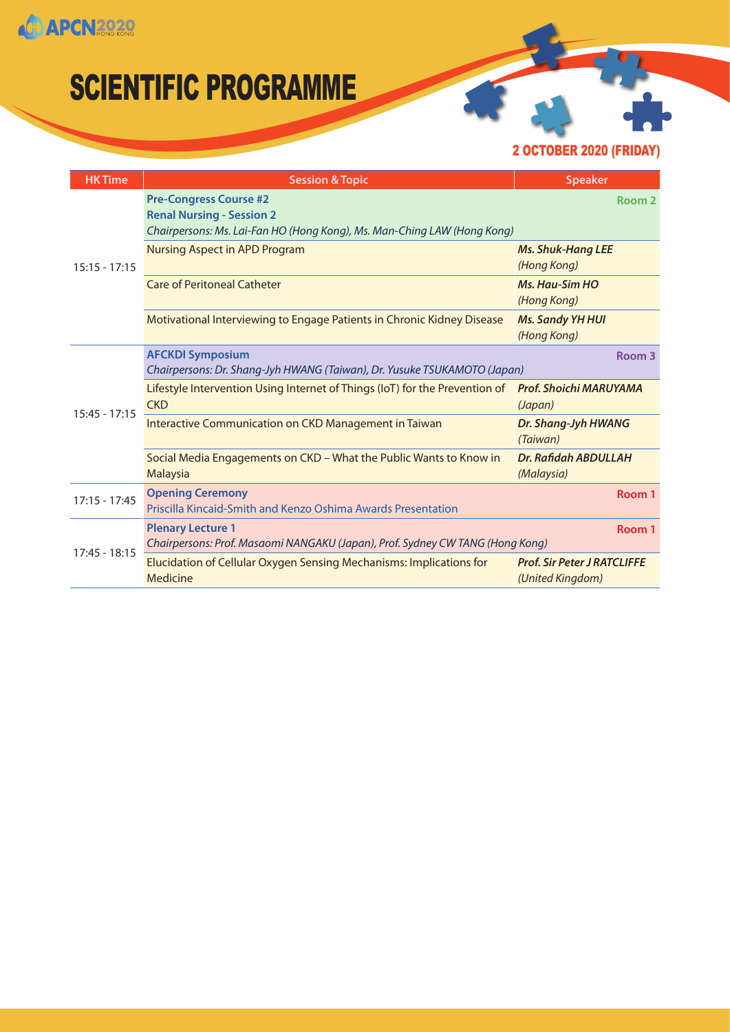# SCIENTIFIC PROGRAMME

## 2 OCTOBER 2020 (FRIDAY)

| HK Time | Session & Topic | Speaker |
| --- | --- | --- |
| 15:15 - 17:15 | **Pre-Congress Course #2** **Renal Nursing - Session 2** *Chairpersons: Ms. Lai-Fan HO (Hong Kong), Ms. Man-Ching LAW (Hong Kong)* | **Room 2** |
| | Nursing Aspect in APD Program | ***Ms. Shuk-Hang LEE*** *(Hong Kong)* |
| | Care of Peritoneal Catheter | ***Ms. Hau-Sim HO*** *(Hong Kong)* |
| | Motivational Interviewing to Engage Patients in Chronic Kidney Disease | ***Ms. Sandy YH HUI*** *(Hong Kong)* |
| 15:45 - 17:15 | **AFCKDI Symposium** *Chairpersons: Dr. Shang-Jyh HWANG (Taiwan), Dr. Yusuke TSUKAMOTO (Japan)* | **Room 3** |
| | Lifestyle Intervention Using Internet of Things (IoT) for the Prevention of CKD | ***Prof. Shoichi MARUYAMA*** *(Japan)* |
| | Interactive Communication on CKD Management in Taiwan | ***Dr. Shang-Jyh HWANG*** *(Taiwan)* |
| | Social Media Engagements on CKD – What the Public Wants to Know in Malaysia | ***Dr. Rafidah ABDULLAH*** *(Malaysia)* |
| 17:15 - 17:45 | **Opening Ceremony** Priscilla Kincaid-Smith and Kenzo Oshima Awards Presentation | **Room 1** |
| 17:45 - 18:15 | **Plenary Lecture 1** *Chairpersons: Prof. Masaomi NANGAKU (Japan), Prof. Sydney CW TANG (Hong Kong)* | **Room 1** |
| | Elucidation of Cellular Oxygen Sensing Mechanisms: Implications for Medicine | ***Prof. Sir Peter J RATCLIFFE*** *(United Kingdom)* |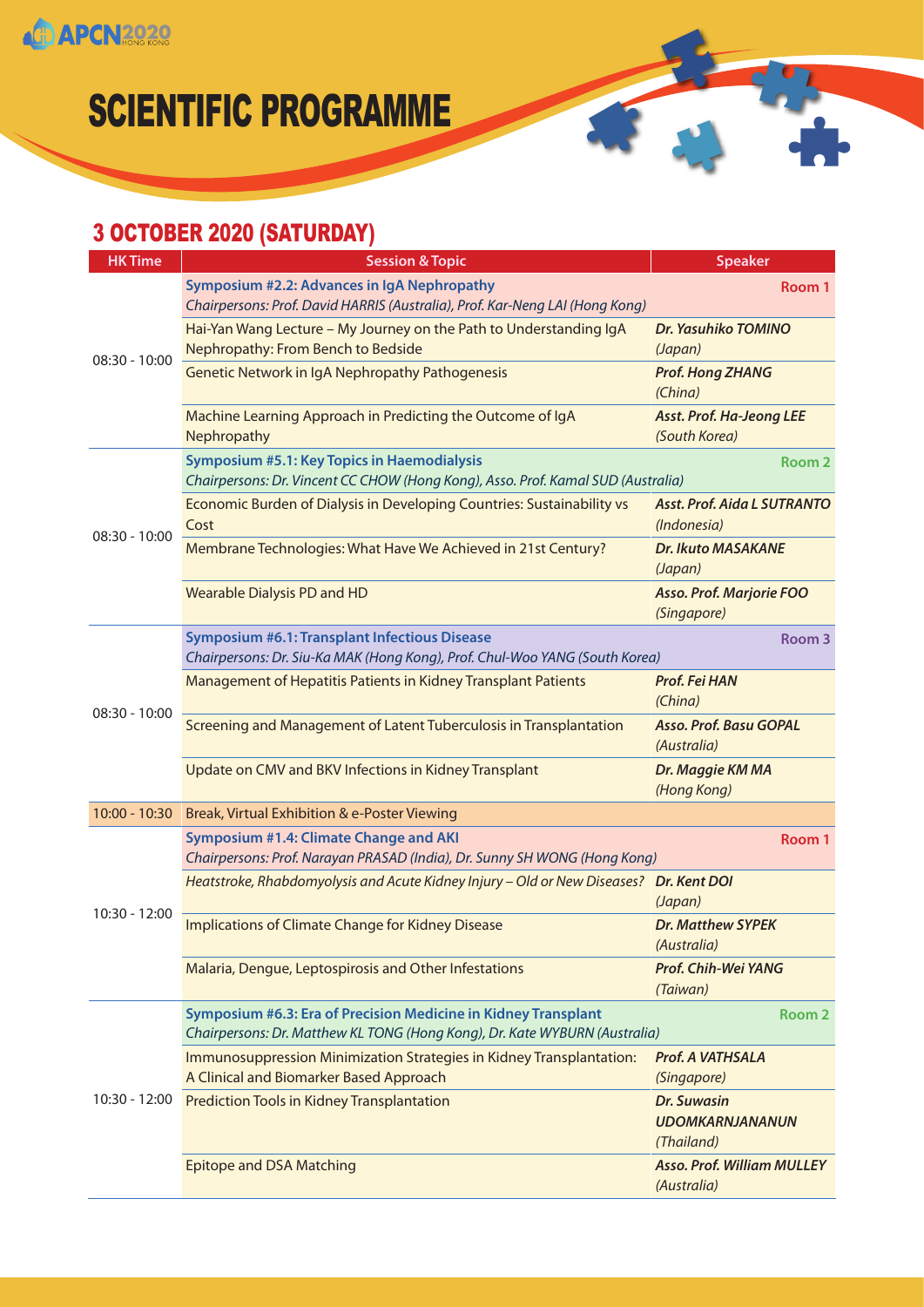# SCIENTIFIC PROGRAMME

## 3 OCTOBER 2020 (SATURDAY)

| HK Time | Session & Topic | Speaker |
|---|---|---|
| 08:30 - 10:00 | **Symposium #2.2: Advances in IgA Nephropathy**<br>*Chairpersons: Prof. David HARRIS (Australia), Prof. Kar-Neng LAI (Hong Kong)* | **Room 1** |
| | Hai-Yan Wang Lecture – My Journey on the Path to Understanding IgA Nephropathy: From Bench to Bedside | ***Dr. Yasuhiko TOMINO*** *(Japan)* |
| | Genetic Network in IgA Nephropathy Pathogenesis | ***Prof. Hong ZHANG*** *(China)* |
| | Machine Learning Approach in Predicting the Outcome of IgA Nephropathy | ***Asst. Prof. Ha-Jeong LEE*** *(South Korea)* |
| 08:30 - 10:00 | **Symposium #5.1: Key Topics in Haemodialysis**<br>*Chairpersons: Dr. Vincent CC CHOW (Hong Kong), Asso. Prof. Kamal SUD (Australia)* | **Room 2** |
| | Economic Burden of Dialysis in Developing Countries: Sustainability vs Cost | ***Asst. Prof. Aida L SUTRANTO*** *(Indonesia)* |
| | Membrane Technologies: What Have We Achieved in 21st Century? | ***Dr. Ikuto MASAKANE*** *(Japan)* |
| | Wearable Dialysis PD and HD | ***Asso. Prof. Marjorie FOO*** *(Singapore)* |
| 08:30 - 10:00 | **Symposium #6.1: Transplant Infectious Disease**<br>*Chairpersons: Dr. Siu-Ka MAK (Hong Kong), Prof. Chul-Woo YANG (South Korea)* | **Room 3** |
| | Management of Hepatitis Patients in Kidney Transplant Patients | ***Prof. Fei HAN*** *(China)* |
| | Screening and Management of Latent Tuberculosis in Transplantation | ***Asso. Prof. Basu GOPAL*** *(Australia)* |
| | Update on CMV and BKV Infections in Kidney Transplant | ***Dr. Maggie KM MA*** *(Hong Kong)* |
| 10:00 - 10:30 | Break, Virtual Exhibition & e-Poster Viewing | |
| 10:30 - 12:00 | **Symposium #1.4: Climate Change and AKI**<br>*Chairpersons: Prof. Narayan PRASAD (India), Dr. Sunny SH WONG (Hong Kong)* | **Room 1** |
| | *Heatstroke, Rhabdomyolysis and Acute Kidney Injury – Old or New Diseases?* | ***Dr. Kent DOI*** *(Japan)* |
| | Implications of Climate Change for Kidney Disease | ***Dr. Matthew SYPEK*** *(Australia)* |
| | Malaria, Dengue, Leptospirosis and Other Infestations | ***Prof. Chih-Wei YANG*** *(Taiwan)* |
| 10:30 - 12:00 | **Symposium #6.3: Era of Precision Medicine in Kidney Transplant**<br>*Chairpersons: Dr. Matthew KL TONG (Hong Kong), Dr. Kate WYBURN (Australia)* | **Room 2** |
| | Immunosuppression Minimization Strategies in Kidney Transplantation: A Clinical and Biomarker Based Approach | ***Prof. A VATHSALA*** *(Singapore)* |
| | Prediction Tools in Kidney Transplantation | ***Dr. Suwasin UDOMKARNJANANUN*** *(Thailand)* |
| | Epitope and DSA Matching | ***Asso. Prof. William MULLEY*** *(Australia)* |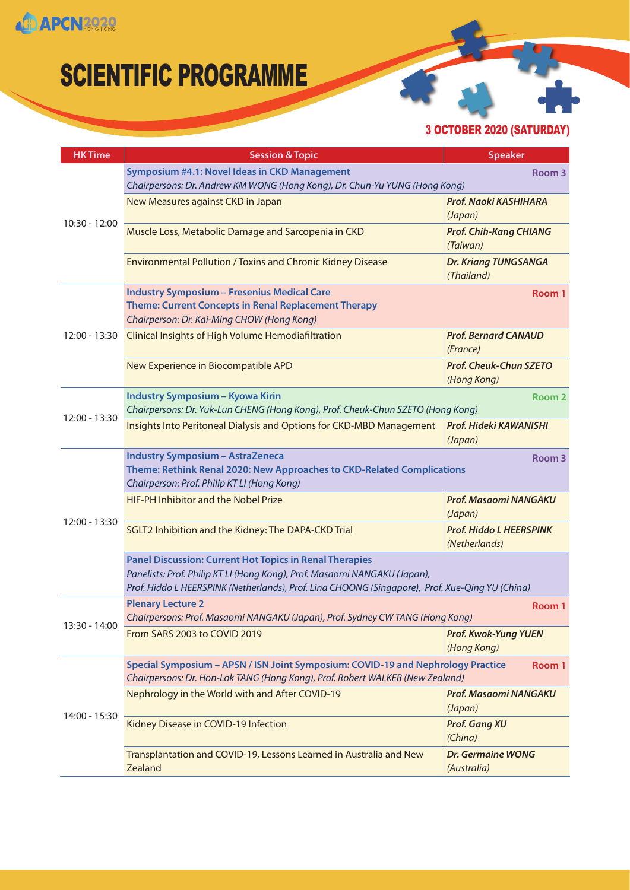# SCIENTIFIC PROGRAMME

## 3 OCTOBER 2020 (SATURDAY)

| HK Time | Session & Topic | Speaker |
|---|---|---|
| 10:30 - 12:00 | **Symposium #4.1: Novel Ideas in CKD Management** *Chairpersons: Dr. Andrew KM WONG (Hong Kong), Dr. Chun-Yu YUNG (Hong Kong)* | **Room 3** |
| | New Measures against CKD in Japan | ***Prof. Naoki KASHIHARA*** *(Japan)* |
| | Muscle Loss, Metabolic Damage and Sarcopenia in CKD | ***Prof. Chih-Kang CHIANG*** *(Taiwan)* |
| | Environmental Pollution / Toxins and Chronic Kidney Disease | ***Dr. Kriang TUNGSANGA*** *(Thailand)* |
| 12:00 - 13:30 | **Industry Symposium – Fresenius Medical Care** **Theme: Current Concepts in Renal Replacement Therapy** *Chairperson: Dr. Kai-Ming CHOW (Hong Kong)* | **Room 1** |
| | Clinical Insights of High Volume Hemodiafiltration | ***Prof. Bernard CANAUD*** *(France)* |
| | New Experience in Biocompatible APD | ***Prof. Cheuk-Chun SZETO*** *(Hong Kong)* |
| 12:00 - 13:30 | **Industry Symposium – Kyowa Kirin** *Chairpersons: Dr. Yuk-Lun CHENG (Hong Kong), Prof. Cheuk-Chun SZETO (Hong Kong)* | **Room 2** |
| | Insights Into Peritoneal Dialysis and Options for CKD-MBD Management | ***Prof. Hideki KAWANISHI*** *(Japan)* |
| 12:00 - 13:30 | **Industry Symposium – AstraZeneca** **Theme: Rethink Renal 2020: New Approaches to CKD-Related Complications** *Chairperson: Prof. Philip KT LI (Hong Kong)* | **Room 3** |
| | HIF-PH Inhibitor and the Nobel Prize | ***Prof. Masaomi NANGAKU*** *(Japan)* |
| | SGLT2 Inhibition and the Kidney: The DAPA-CKD Trial | ***Prof. Hiddo L HEERSPINK*** *(Netherlands)* |
| | **Panel Discussion: Current Hot Topics in Renal Therapies** *Panelists: Prof. Philip KT LI (Hong Kong), Prof. Masaomi NANGAKU (Japan), Prof. Hiddo L HEERSPINK (Netherlands), Prof. Lina CHOONG (Singapore), Prof. Xue-Qing YU (China)* | |
| 13:30 - 14:00 | **Plenary Lecture 2** *Chairpersons: Prof. Masaomi NANGAKU (Japan), Prof. Sydney CW TANG (Hong Kong)* | **Room 1** |
| | From SARS 2003 to COVID 2019 | ***Prof. Kwok-Yung YUEN*** *(Hong Kong)* |
| 14:00 - 15:30 | **Special Symposium – APSN / ISN Joint Symposium: COVID-19 and Nephrology Practice** *Chairpersons: Dr. Hon-Lok TANG (Hong Kong), Prof. Robert WALKER (New Zealand)* | **Room 1** |
| | Nephrology in the World with and After COVID-19 | ***Prof. Masaomi NANGAKU*** *(Japan)* |
| | Kidney Disease in COVID-19 Infection | ***Prof. Gang XU*** *(China)* |
| | Transplantation and COVID-19, Lessons Learned in Australia and New Zealand | ***Dr. Germaine WONG*** *(Australia)* |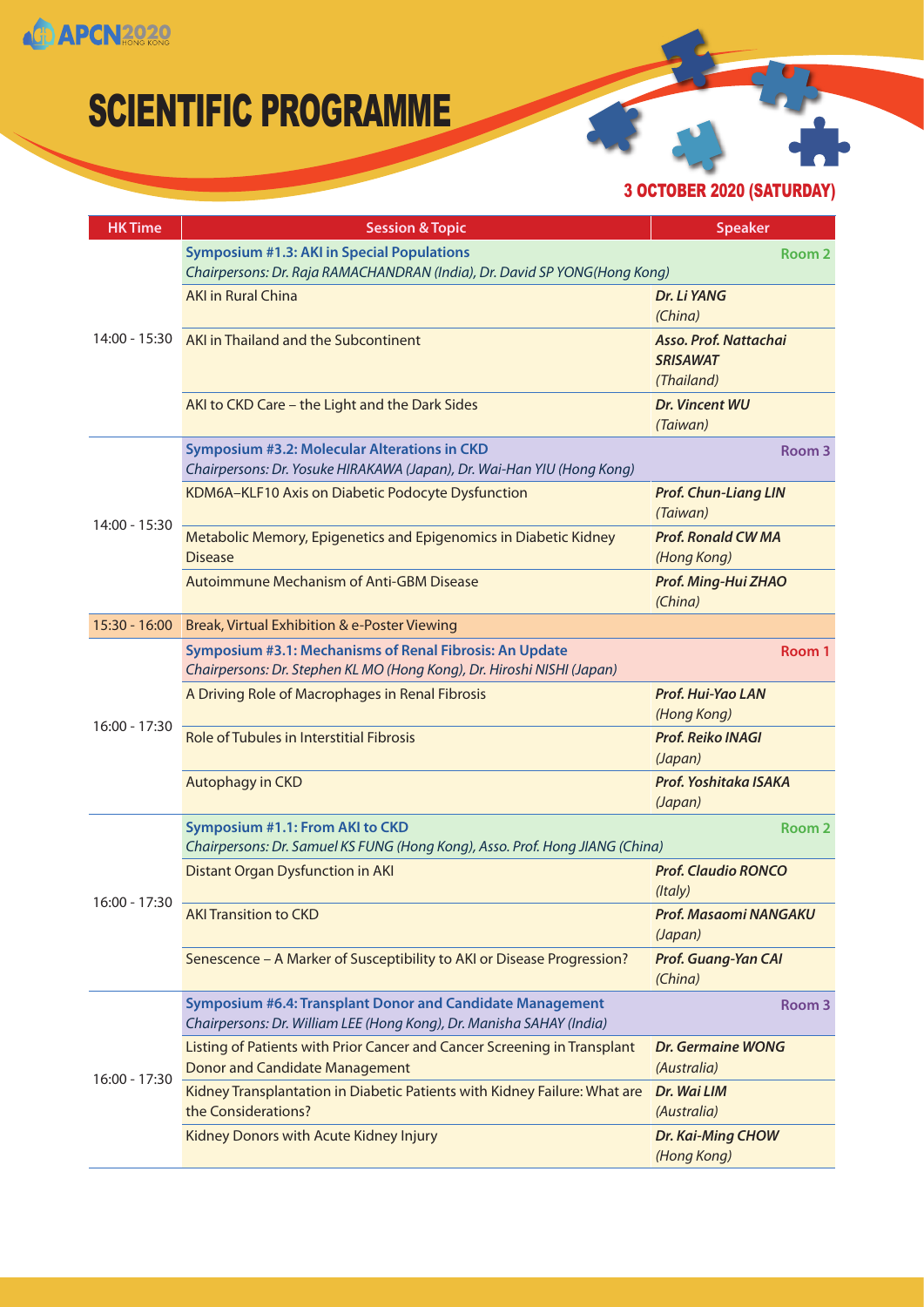# SCIENTIFIC PROGRAMME

## 3 OCTOBER 2020 (SATURDAY)

| HK Time | Session & Topic | Speaker |
| --- | --- | --- |
| 14:00 - 15:30 | **Symposium #1.3: AKI in Special Populations** *Chairpersons: Dr. Raja RAMACHANDRAN (India), Dr. David SP YONG(Hong Kong)* | **Room 2** |
| | AKI in Rural China | ***Dr. Li YANG*** *(China)* |
| | AKI in Thailand and the Subcontinent | ***Asso. Prof. Nattachai SRISAWAT*** *(Thailand)* |
| | AKI to CKD Care – the Light and the Dark Sides | ***Dr. Vincent WU*** *(Taiwan)* |
| 14:00 - 15:30 | **Symposium #3.2: Molecular Alterations in CKD** *Chairpersons: Dr. Yosuke HIRAKAWA (Japan), Dr. Wai-Han YIU (Hong Kong)* | **Room 3** |
| | KDM6A–KLF10 Axis on Diabetic Podocyte Dysfunction | ***Prof. Chun-Liang LIN*** *(Taiwan)* |
| | Metabolic Memory, Epigenetics and Epigenomics in Diabetic Kidney Disease | ***Prof. Ronald CW MA*** *(Hong Kong)* |
| | Autoimmune Mechanism of Anti-GBM Disease | ***Prof. Ming-Hui ZHAO*** *(China)* |
| 15:30 - 16:00 | Break, Virtual Exhibition & e-Poster Viewing | |
| 16:00 - 17:30 | **Symposium #3.1: Mechanisms of Renal Fibrosis: An Update** *Chairpersons: Dr. Stephen KL MO (Hong Kong), Dr. Hiroshi NISHI (Japan)* | **Room 1** |
| | A Driving Role of Macrophages in Renal Fibrosis | ***Prof. Hui-Yao LAN*** *(Hong Kong)* |
| | Role of Tubules in Interstitial Fibrosis | ***Prof. Reiko INAGI*** *(Japan)* |
| | Autophagy in CKD | ***Prof. Yoshitaka ISAKA*** *(Japan)* |
| 16:00 - 17:30 | **Symposium #1.1: From AKI to CKD** *Chairpersons: Dr. Samuel KS FUNG (Hong Kong), Asso. Prof. Hong JIANG (China)* | **Room 2** |
| | Distant Organ Dysfunction in AKI | ***Prof. Claudio RONCO*** *(Italy)* |
| | AKI Transition to CKD | ***Prof. Masaomi NANGAKU*** *(Japan)* |
| | Senescence – A Marker of Susceptibility to AKI or Disease Progression? | ***Prof. Guang-Yan CAI*** *(China)* |
| 16:00 - 17:30 | **Symposium #6.4: Transplant Donor and Candidate Management** *Chairpersons: Dr. William LEE (Hong Kong), Dr. Manisha SAHAY (India)* | **Room 3** |
| | Listing of Patients with Prior Cancer and Cancer Screening in Transplant Donor and Candidate Management | ***Dr. Germaine WONG*** *(Australia)* |
| | Kidney Transplantation in Diabetic Patients with Kidney Failure: What are the Considerations? | ***Dr. Wai LIM*** *(Australia)* |
| | Kidney Donors with Acute Kidney Injury | ***Dr. Kai-Ming CHOW*** *(Hong Kong)* |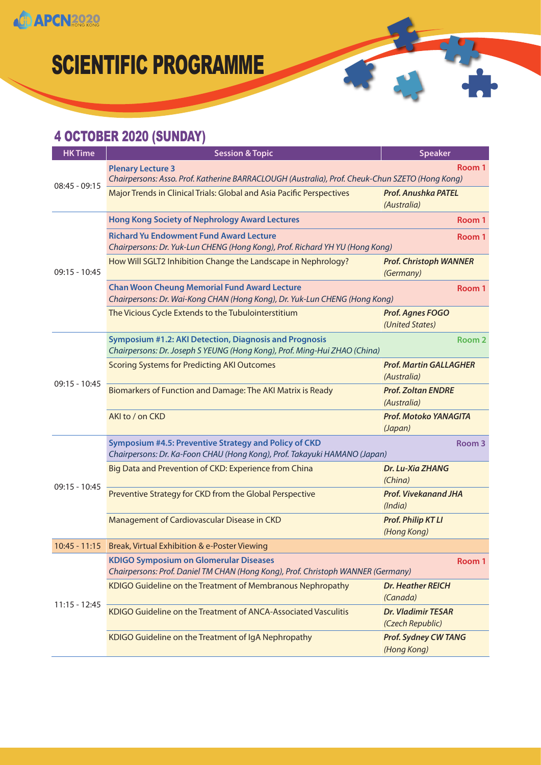# SCIENTIFIC PROGRAMME

## 4 OCTOBER 2020 (SUNDAY)

| HK Time | Session & Topic | Speaker |
|---|---|---|
| 08:45 - 09:15 | **Plenary Lecture 3** — Room 1<br>*Chairpersons: Asso. Prof. Katherine BARRACLOUGH (Australia), Prof. Cheuk-Chun SZETO (Hong Kong)* | |
| | Major Trends in Clinical Trials: Global and Asia Pacific Perspectives | ***Prof. Anushka PATEL*** *(Australia)* |
| 09:15 - 10:45 | **Hong Kong Society of Nephrology Award Lectures** — Room 1 | |
| | **Richard Yu Endowment Fund Award Lecture** — Room 1<br>*Chairpersons: Dr. Yuk-Lun CHENG (Hong Kong), Prof. Richard YH YU (Hong Kong)* | |
| | How Will SGLT2 Inhibition Change the Landscape in Nephrology? | ***Prof. Christoph WANNER*** *(Germany)* |
| | **Chan Woon Cheung Memorial Fund Award Lecture** — Room 1<br>*Chairpersons: Dr. Wai-Kong CHAN (Hong Kong), Dr. Yuk-Lun CHENG (Hong Kong)* | |
| | The Vicious Cycle Extends to the Tubulointerstitium | ***Prof. Agnes FOGO*** *(United States)* |
| 09:15 - 10:45 | **Symposium #1.2: AKI Detection, Diagnosis and Prognosis** — Room 2<br>*Chairpersons: Dr. Joseph S YEUNG (Hong Kong), Prof. Ming-Hui ZHAO (China)* | |
| | Scoring Systems for Predicting AKI Outcomes | ***Prof. Martin GALLAGHER*** *(Australia)* |
| | Biomarkers of Function and Damage: The AKI Matrix is Ready | ***Prof. Zoltan ENDRE*** *(Australia)* |
| | AKI to / on CKD | ***Prof. Motoko YANAGITA*** *(Japan)* |
| 09:15 - 10:45 | **Symposium #4.5: Preventive Strategy and Policy of CKD** — Room 3<br>*Chairpersons: Dr. Ka-Foon CHAU (Hong Kong), Prof. Takayuki HAMANO (Japan)* | |
| | Big Data and Prevention of CKD: Experience from China | ***Dr. Lu-Xia ZHANG*** *(China)* |
| | Preventive Strategy for CKD from the Global Perspective | ***Prof. Vivekanand JHA*** *(India)* |
| | Management of Cardiovascular Disease in CKD | ***Prof. Philip KT LI*** *(Hong Kong)* |
| 10:45 - 11:15 | Break, Virtual Exhibition & e-Poster Viewing | |
| 11:15 - 12:45 | **KDIGO Symposium on Glomerular Diseases** — Room 1<br>*Chairpersons: Prof. Daniel TM CHAN (Hong Kong), Prof. Christoph WANNER (Germany)* | |
| | KDIGO Guideline on the Treatment of Membranous Nephropathy | ***Dr. Heather REICH*** *(Canada)* |
| | KDIGO Guideline on the Treatment of ANCA-Associated Vasculitis | ***Dr. Vladimir TESAR*** *(Czech Republic)* |
| | KDIGO Guideline on the Treatment of IgA Nephropathy | ***Prof. Sydney CW TANG*** *(Hong Kong)* |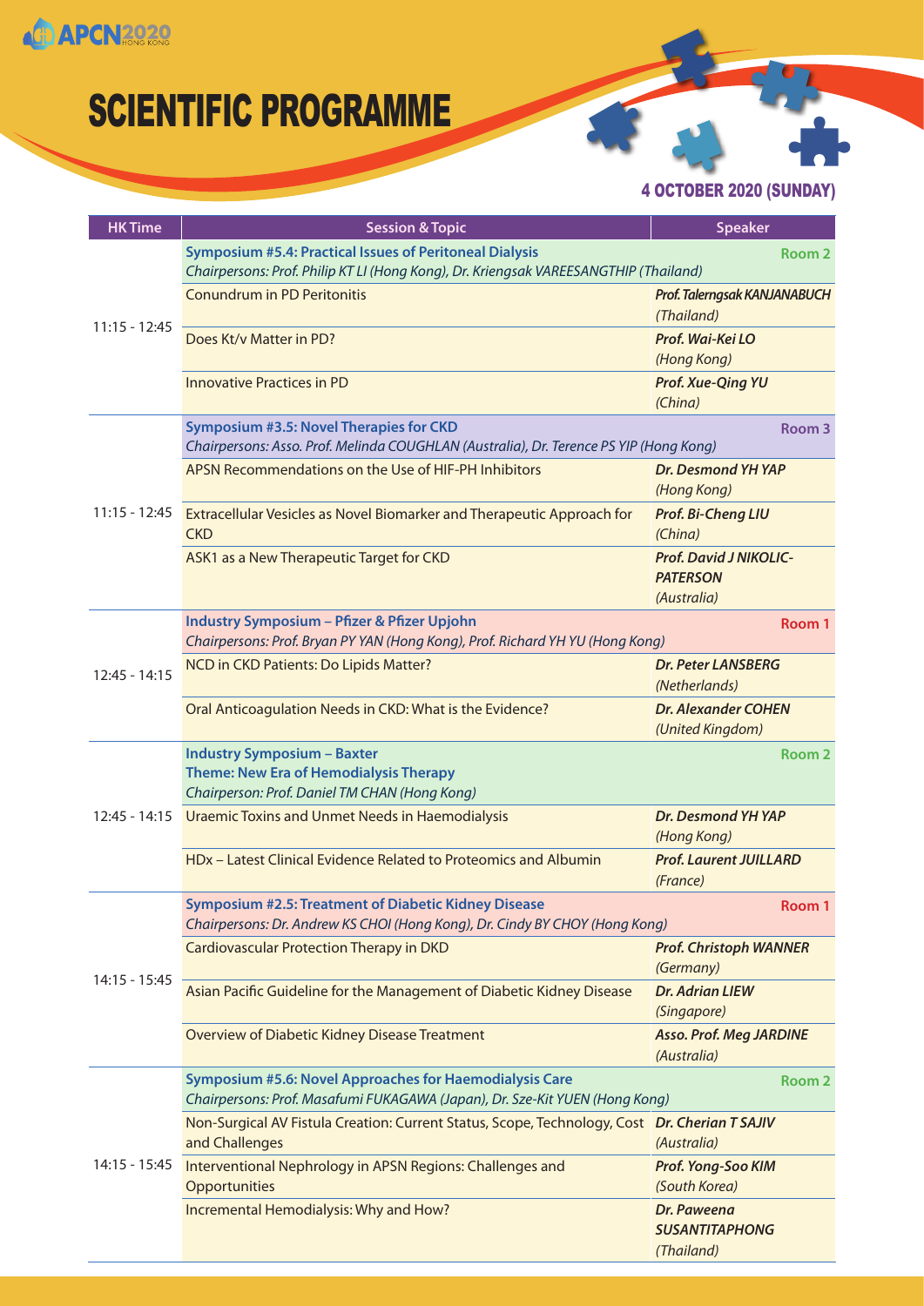# SCIENTIFIC PROGRAMME

## 4 OCTOBER 2020 (SUNDAY)

| HK Time | Session & Topic | Speaker |
|---|---|---|
| 11:15 - 12:45 | **Symposium #5.4: Practical Issues of Peritoneal Dialysis** *Chairpersons: Prof. Philip KT LI (Hong Kong), Dr. Kriengsak VAREESANGTHIP (Thailand)* | **Room 2** |
| | Conundrum in PD Peritonitis | ***Prof. Talerngsak KANJANABUCH*** *(Thailand)* |
| | Does Kt/v Matter in PD? | ***Prof. Wai-Kei LO*** *(Hong Kong)* |
| | Innovative Practices in PD | ***Prof. Xue-Qing YU*** *(China)* |
| 11:15 - 12:45 | **Symposium #3.5: Novel Therapies for CKD** *Chairpersons: Asso. Prof. Melinda COUGHLAN (Australia), Dr. Terence PS YIP (Hong Kong)* | **Room 3** |
| | APSN Recommendations on the Use of HIF-PH Inhibitors | ***Dr. Desmond YH YAP*** *(Hong Kong)* |
| | Extracellular Vesicles as Novel Biomarker and Therapeutic Approach for CKD | ***Prof. Bi-Cheng LIU*** *(China)* |
| | ASK1 as a New Therapeutic Target for CKD | ***Prof. David J NIKOLIC-PATERSON*** *(Australia)* |
| 12:45 - 14:15 | **Industry Symposium – Pfizer & Pfizer Upjohn** *Chairpersons: Prof. Bryan PY YAN (Hong Kong), Prof. Richard YH YU (Hong Kong)* | **Room 1** |
| | NCD in CKD Patients: Do Lipids Matter? | ***Dr. Peter LANSBERG*** *(Netherlands)* |
| | Oral Anticoagulation Needs in CKD: What is the Evidence? | ***Dr. Alexander COHEN*** *(United Kingdom)* |
| 12:45 - 14:15 | **Industry Symposium – Baxter** **Theme: New Era of Hemodialysis Therapy** *Chairperson: Prof. Daniel TM CHAN (Hong Kong)* | **Room 2** |
| | Uraemic Toxins and Unmet Needs in Haemodialysis | ***Dr. Desmond YH YAP*** *(Hong Kong)* |
| | HDx – Latest Clinical Evidence Related to Proteomics and Albumin | ***Prof. Laurent JUILLARD*** *(France)* |
| 14:15 - 15:45 | **Symposium #2.5: Treatment of Diabetic Kidney Disease** *Chairpersons: Dr. Andrew KS CHOI (Hong Kong), Dr. Cindy BY CHOY (Hong Kong)* | **Room 1** |
| | Cardiovascular Protection Therapy in DKD | ***Prof. Christoph WANNER*** *(Germany)* |
| | Asian Pacific Guideline for the Management of Diabetic Kidney Disease | ***Dr. Adrian LIEW*** *(Singapore)* |
| | Overview of Diabetic Kidney Disease Treatment | ***Asso. Prof. Meg JARDINE*** *(Australia)* |
| 14:15 - 15:45 | **Symposium #5.6: Novel Approaches for Haemodialysis Care** *Chairpersons: Prof. Masafumi FUKAGAWA (Japan), Dr. Sze-Kit YUEN (Hong Kong)* | **Room 2** |
| | Non-Surgical AV Fistula Creation: Current Status, Scope, Technology, Cost and Challenges | ***Dr. Cherian T SAJIV*** *(Australia)* |
| | Interventional Nephrology in APSN Regions: Challenges and Opportunities | ***Prof. Yong-Soo KIM*** *(South Korea)* |
| | Incremental Hemodialysis: Why and How? | ***Dr. Paweena SUSANTITAPHONG*** *(Thailand)* |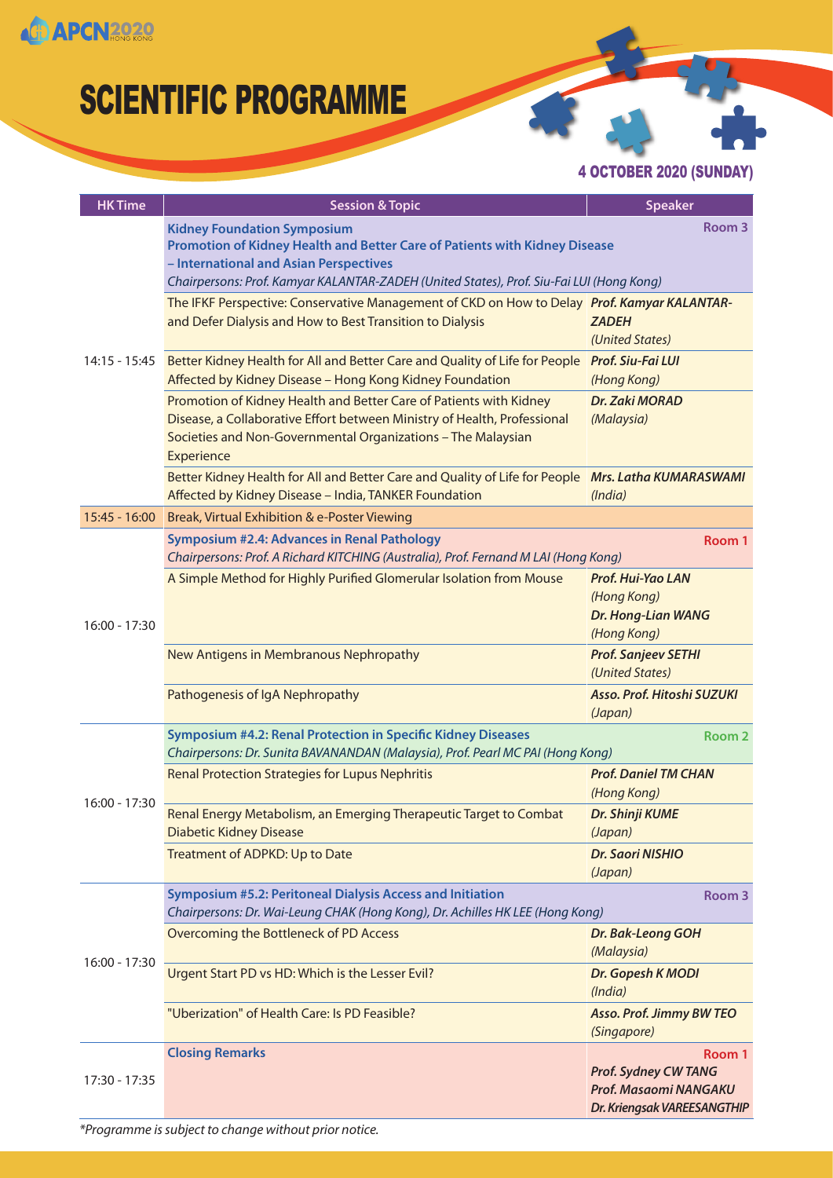# SCIENTIFIC PROGRAMME

## 4 OCTOBER 2020 (SUNDAY)

| HK Time | Session & Topic | Speaker |
|---|---|---|
| 14:15 - 15:45 | **Kidney Foundation Symposium**<br>**Promotion of Kidney Health and Better Care of Patients with Kidney Disease – International and Asian Perspectives**<br>*Chairpersons: Prof. Kamyar KALANTAR-ZADEH (United States), Prof. Siu-Fai LUI (Hong Kong)* | **Room 3** |
| | The IFKF Perspective: Conservative Management of CKD on How to Delay and Defer Dialysis and How to Best Transition to Dialysis | ***Prof. Kamyar KALANTAR-ZADEH***<br>*(United States)* |
| | Better Kidney Health for All and Better Care and Quality of Life for People Affected by Kidney Disease – Hong Kong Kidney Foundation | ***Prof. Siu-Fai LUI***<br>*(Hong Kong)* |
| | Promotion of Kidney Health and Better Care of Patients with Kidney Disease, a Collaborative Effort between Ministry of Health, Professional Societies and Non-Governmental Organizations – The Malaysian Experience | ***Dr. Zaki MORAD***<br>*(Malaysia)* |
| | Better Kidney Health for All and Better Care and Quality of Life for People Affected by Kidney Disease – India, TANKER Foundation | ***Mrs. Latha KUMARASWAMI***<br>*(India)* |
| 15:45 - 16:00 | Break, Virtual Exhibition & e-Poster Viewing | |
| 16:00 - 17:30 | **Symposium #2.4: Advances in Renal Pathology**<br>*Chairpersons: Prof. A Richard KITCHING (Australia), Prof. Fernand M LAI (Hong Kong)* | **Room 1** |
| | A Simple Method for Highly Purified Glomerular Isolation from Mouse | ***Prof. Hui-Yao LAN***<br>*(Hong Kong)*<br>***Dr. Hong-Lian WANG***<br>*(Hong Kong)* |
| | New Antigens in Membranous Nephropathy | ***Prof. Sanjeev SETHI***<br>*(United States)* |
| | Pathogenesis of IgA Nephropathy | ***Asso. Prof. Hitoshi SUZUKI***<br>*(Japan)* |
| 16:00 - 17:30 | **Symposium #4.2: Renal Protection in Specific Kidney Diseases**<br>*Chairpersons: Dr. Sunita BAVANANDAN (Malaysia), Prof. Pearl MC PAI (Hong Kong)* | **Room 2** |
| | Renal Protection Strategies for Lupus Nephritis | ***Prof. Daniel TM CHAN***<br>*(Hong Kong)* |
| | Renal Energy Metabolism, an Emerging Therapeutic Target to Combat Diabetic Kidney Disease | ***Dr. Shinji KUME***<br>*(Japan)* |
| | Treatment of ADPKD: Up to Date | ***Dr. Saori NISHIO***<br>*(Japan)* |
| 16:00 - 17:30 | **Symposium #5.2: Peritoneal Dialysis Access and Initiation**<br>*Chairpersons: Dr. Wai-Leung CHAK (Hong Kong), Dr. Achilles HK LEE (Hong Kong)* | **Room 3** |
| | Overcoming the Bottleneck of PD Access | ***Dr. Bak-Leong GOH***<br>*(Malaysia)* |
| | Urgent Start PD vs HD: Which is the Lesser Evil? | ***Dr. Gopesh K MODI***<br>*(India)* |
| | "Uberization" of Health Care: Is PD Feasible? | ***Asso. Prof. Jimmy BW TEO***<br>*(Singapore)* |
| 17:30 - 17:35 | **Closing Remarks** | **Room 1**<br>***Prof. Sydney CW TANG***<br>***Prof. Masaomi NANGAKU***<br>***Dr. Kriengsak VAREESANGTHIP*** |

*\*Programme is subject to change without prior notice.*